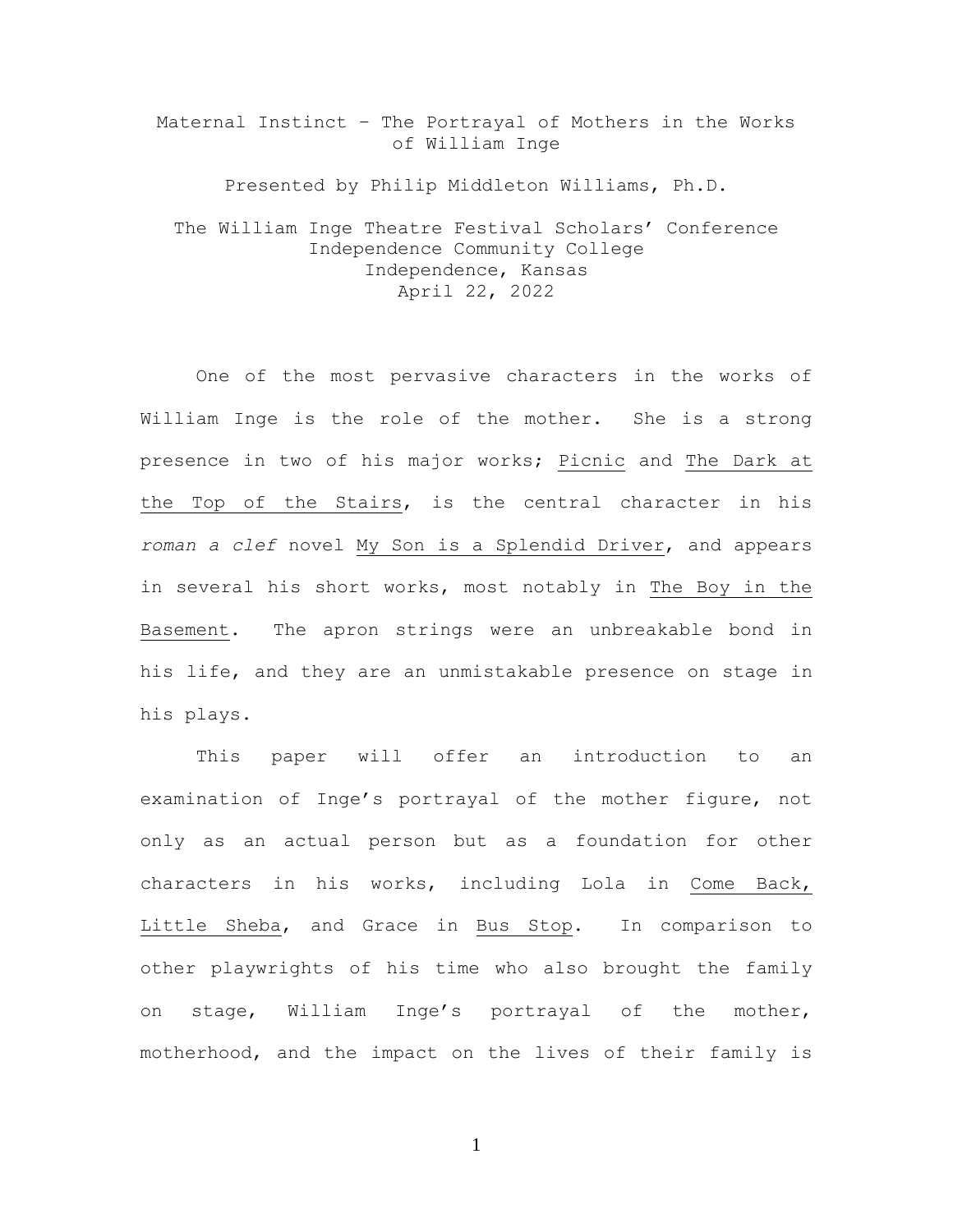# Maternal Instinct – The Portrayal of Mothers in the Works of William Inge

Presented by Philip Middleton Williams, Ph.D.

The William Inge Theatre Festival Scholars' Conference
Independence Community College
Independence, Kansas
April 22, 2022

One of the most pervasive characters in the works of William Inge is the role of the mother. She is a strong presence in two of his major works; Picnic and The Dark at the Top of the Stairs, is the central character in his *roman a clef* novel My Son is a Splendid Driver, and appears in several his short works, most notably in The Boy in the Basement. The apron strings were an unbreakable bond in his life, and they are an unmistakable presence on stage in his plays.

This paper will offer an introduction to an examination of Inge's portrayal of the mother figure, not only as an actual person but as a foundation for other characters in his works, including Lola in Come Back, Little Sheba, and Grace in Bus Stop. In comparison to other playwrights of his time who also brought the family on stage, William Inge's portrayal of the mother, motherhood, and the impact on the lives of their family is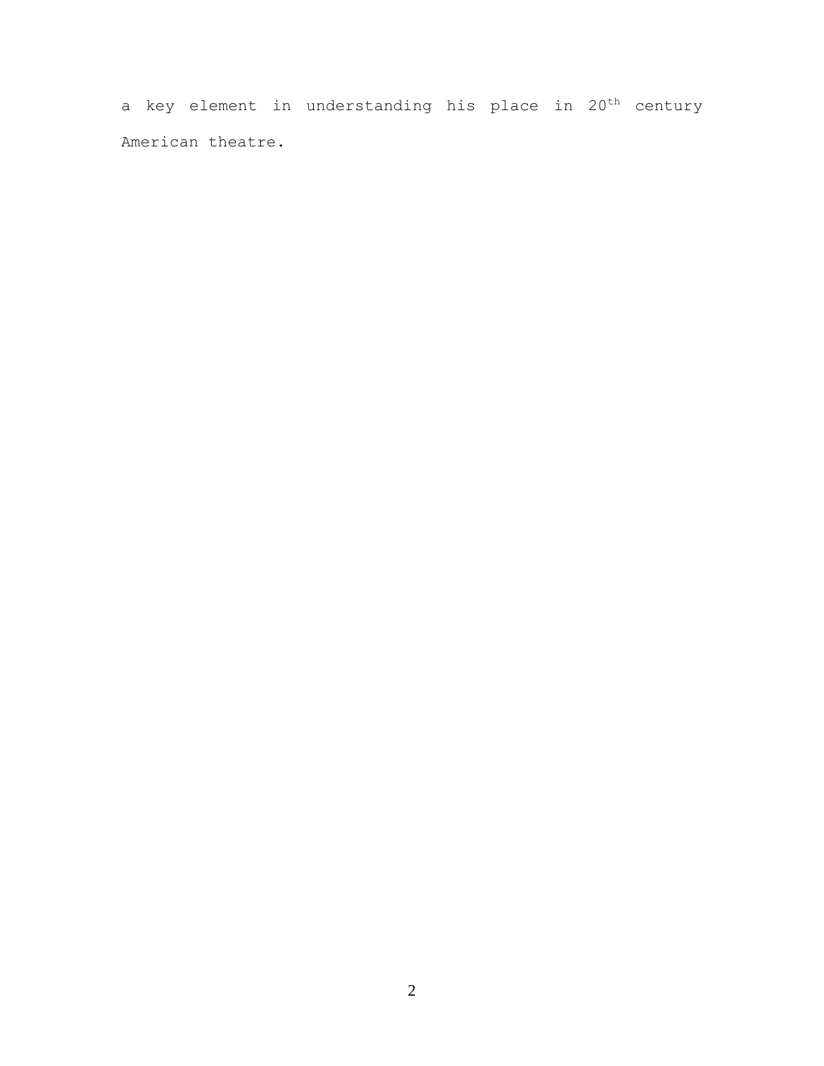a key element in understanding his place in 20th century American theatre.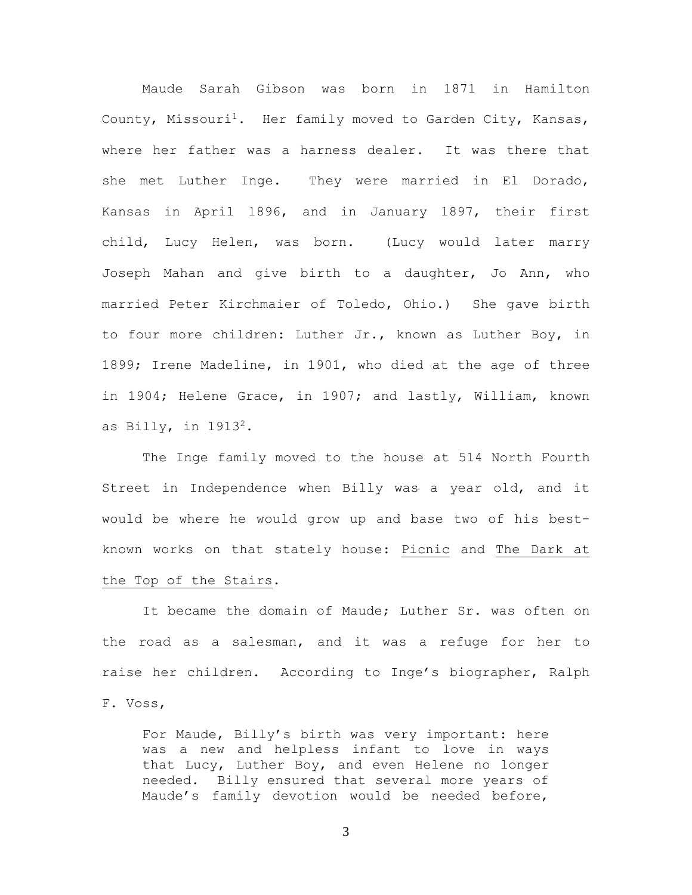Maude Sarah Gibson was born in 1871 in Hamilton County, Missouri[1]. Her family moved to Garden City, Kansas, where her father was a harness dealer. It was there that she met Luther Inge. They were married in El Dorado, Kansas in April 1896, and in January 1897, their first child, Lucy Helen, was born. (Lucy would later marry Joseph Mahan and give birth to a daughter, Jo Ann, who married Peter Kirchmaier of Toledo, Ohio.) She gave birth to four more children: Luther Jr., known as Luther Boy, in 1899; Irene Madeline, in 1901, who died at the age of three in 1904; Helene Grace, in 1907; and lastly, William, known as Billy, in 1913[2].

The Inge family moved to the house at 514 North Fourth Street in Independence when Billy was a year old, and it would be where he would grow up and base two of his best-known works on that stately house: <u>Picnic</u> and <u>The Dark at the Top of the Stairs</u>.

It became the domain of Maude; Luther Sr. was often on the road as a salesman, and it was a refuge for her to raise her children. According to Inge's biographer, Ralph F. Voss,

> For Maude, Billy's birth was very important: here was a new and helpless infant to love in ways that Lucy, Luther Boy, and even Helene no longer needed. Billy ensured that several more years of Maude's family devotion would be needed before,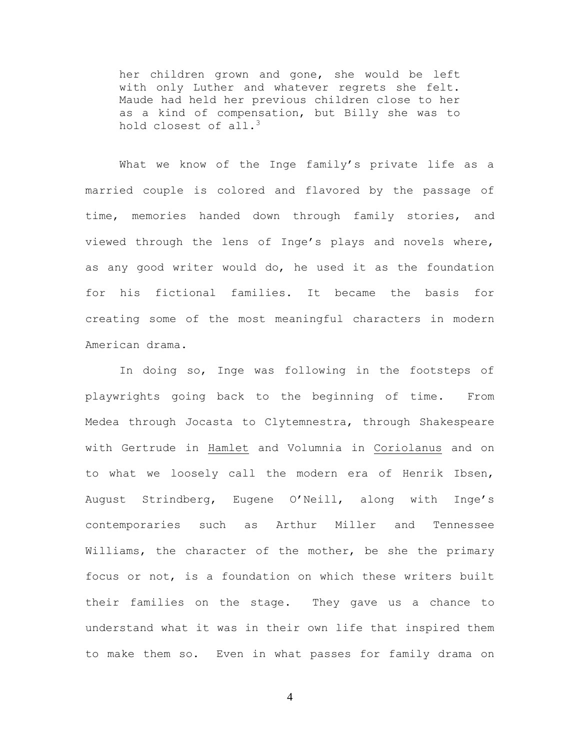> her children grown and gone, she would be left with only Luther and whatever regrets she felt. Maude had held her previous children close to her as a kind of compensation, but Billy she was to hold closest of all.[3]

What we know of the Inge family's private life as a married couple is colored and flavored by the passage of time, memories handed down through family stories, and viewed through the lens of Inge's plays and novels where, as any good writer would do, he used it as the foundation for his fictional families. It became the basis for creating some of the most meaningful characters in modern American drama.

In doing so, Inge was following in the footsteps of playwrights going back to the beginning of time. From Medea through Jocasta to Clytemnestra, through Shakespeare with Gertrude in <u>Hamlet</u> and Volumnia in <u>Coriolanus</u> and on to what we loosely call the modern era of Henrik Ibsen, August Strindberg, Eugene O'Neill, along with Inge's contemporaries such as Arthur Miller and Tennessee Williams, the character of the mother, be she the primary focus or not, is a foundation on which these writers built their families on the stage. They gave us a chance to understand what it was in their own life that inspired them to make them so. Even in what passes for family drama on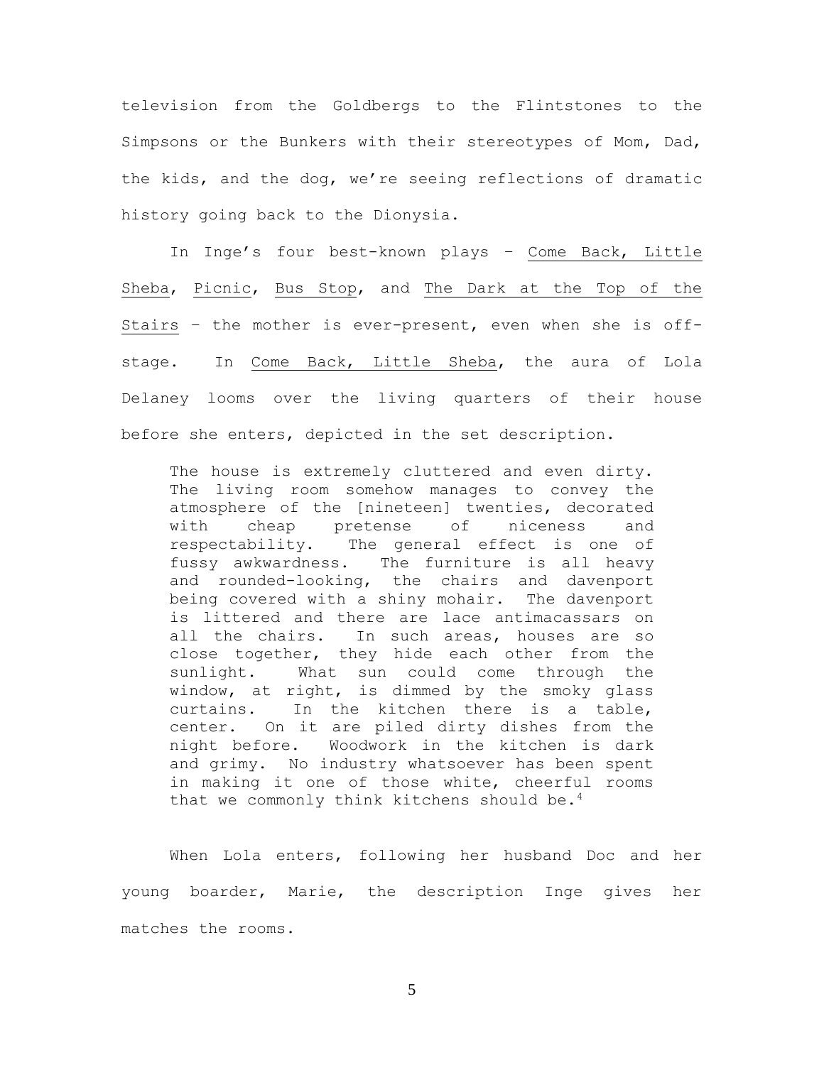television from the Goldbergs to the Flintstones to the Simpsons or the Bunkers with their stereotypes of Mom, Dad, the kids, and the dog, we're seeing reflections of dramatic history going back to the Dionysia.

In Inge's four best-known plays – Come Back, Little Sheba, Picnic, Bus Stop, and The Dark at the Top of the Stairs – the mother is ever-present, even when she is off-stage. In Come Back, Little Sheba, the aura of Lola Delaney looms over the living quarters of their house before she enters, depicted in the set description.

> The house is extremely cluttered and even dirty. The living room somehow manages to convey the atmosphere of the [nineteen] twenties, decorated with cheap pretense of niceness and respectability. The general effect is one of fussy awkwardness. The furniture is all heavy and rounded-looking, the chairs and davenport being covered with a shiny mohair. The davenport is littered and there are lace antimacassars on all the chairs. In such areas, houses are so close together, they hide each other from the sunlight. What sun could come through the window, at right, is dimmed by the smoky glass curtains. In the kitchen there is a table, center. On it are piled dirty dishes from the night before. Woodwork in the kitchen is dark and grimy. No industry whatsoever has been spent in making it one of those white, cheerful rooms that we commonly think kitchens should be.[4]

When Lola enters, following her husband Doc and her young boarder, Marie, the description Inge gives her matches the rooms.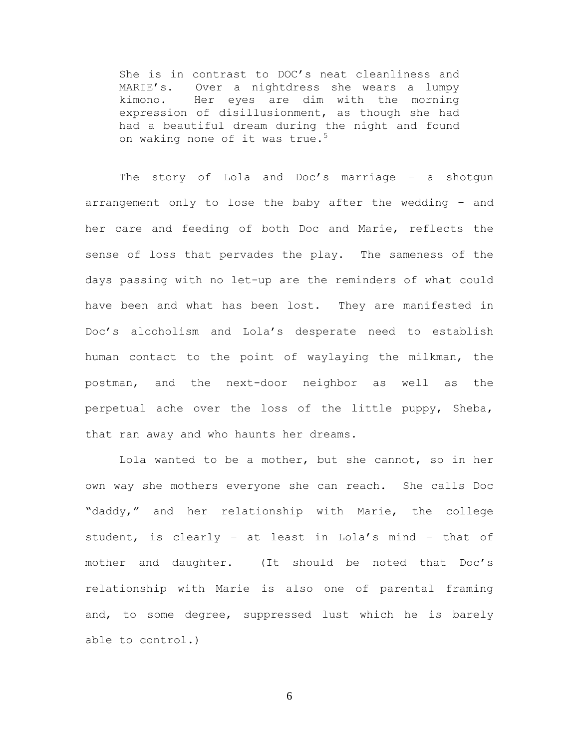> She is in contrast to DOC's neat cleanliness and MARIE's. Over a nightdress she wears a lumpy kimono. Her eyes are dim with the morning expression of disillusionment, as though she had had a beautiful dream during the night and found on waking none of it was true.[5]

The story of Lola and Doc's marriage – a shotgun arrangement only to lose the baby after the wedding – and her care and feeding of both Doc and Marie, reflects the sense of loss that pervades the play. The sameness of the days passing with no let-up are the reminders of what could have been and what has been lost. They are manifested in Doc's alcoholism and Lola's desperate need to establish human contact to the point of waylaying the milkman, the postman, and the next-door neighbor as well as the perpetual ache over the loss of the little puppy, Sheba, that ran away and who haunts her dreams.

Lola wanted to be a mother, but she cannot, so in her own way she mothers everyone she can reach. She calls Doc "daddy," and her relationship with Marie, the college student, is clearly – at least in Lola's mind – that of mother and daughter. (It should be noted that Doc's relationship with Marie is also one of parental framing and, to some degree, suppressed lust which he is barely able to control.)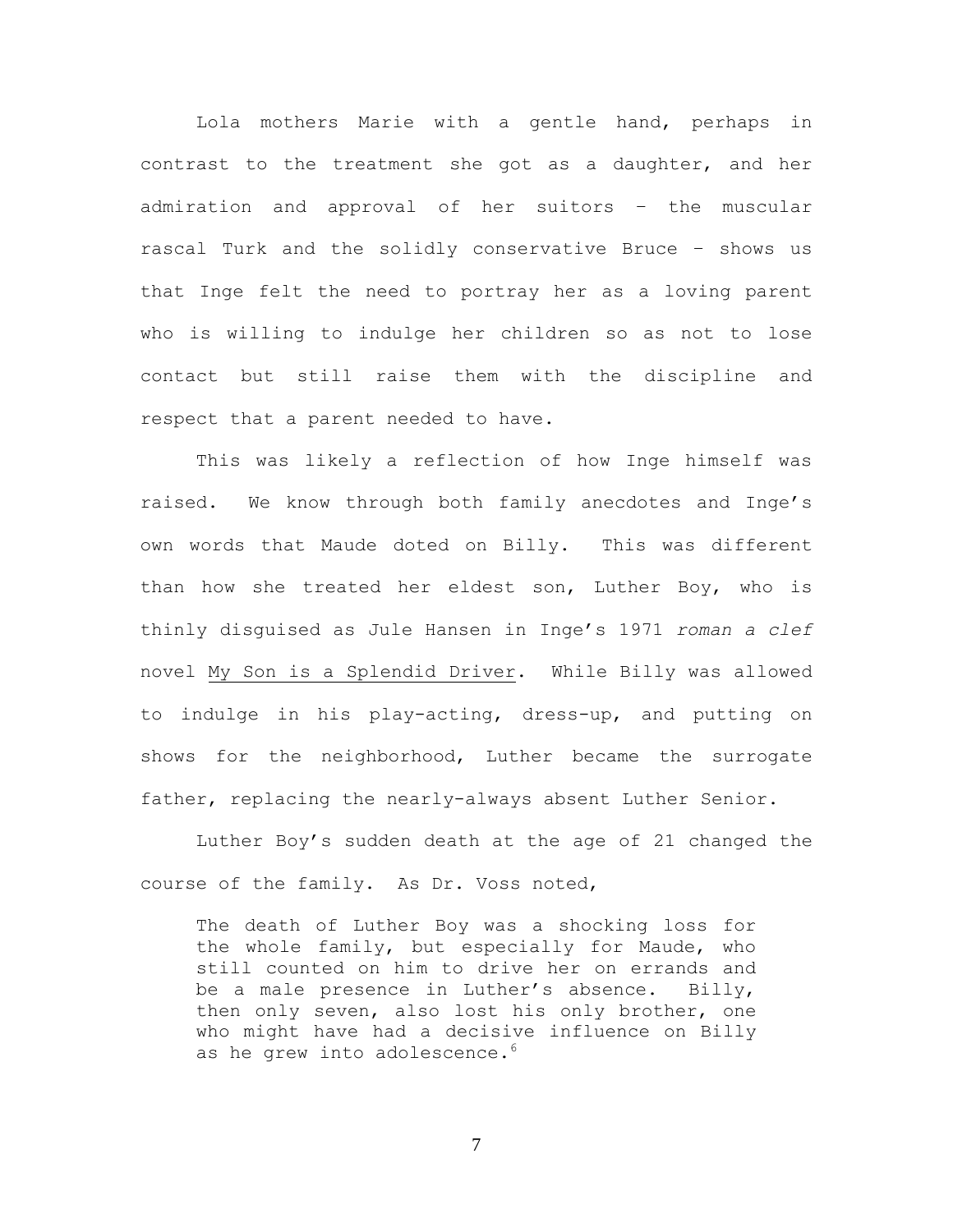Lola mothers Marie with a gentle hand, perhaps in contrast to the treatment she got as a daughter, and her admiration and approval of her suitors – the muscular rascal Turk and the solidly conservative Bruce – shows us that Inge felt the need to portray her as a loving parent who is willing to indulge her children so as not to lose contact but still raise them with the discipline and respect that a parent needed to have.

This was likely a reflection of how Inge himself was raised. We know through both family anecdotes and Inge's own words that Maude doted on Billy. This was different than how she treated her eldest son, Luther Boy, who is thinly disguised as Jule Hansen in Inge's 1971 *roman a clef* novel My Son is a Splendid Driver. While Billy was allowed to indulge in his play-acting, dress-up, and putting on shows for the neighborhood, Luther became the surrogate father, replacing the nearly-always absent Luther Senior.

Luther Boy's sudden death at the age of 21 changed the course of the family. As Dr. Voss noted,

> The death of Luther Boy was a shocking loss for the whole family, but especially for Maude, who still counted on him to drive her on errands and be a male presence in Luther's absence. Billy, then only seven, also lost his only brother, one who might have had a decisive influence on Billy as he grew into adolescence.[6]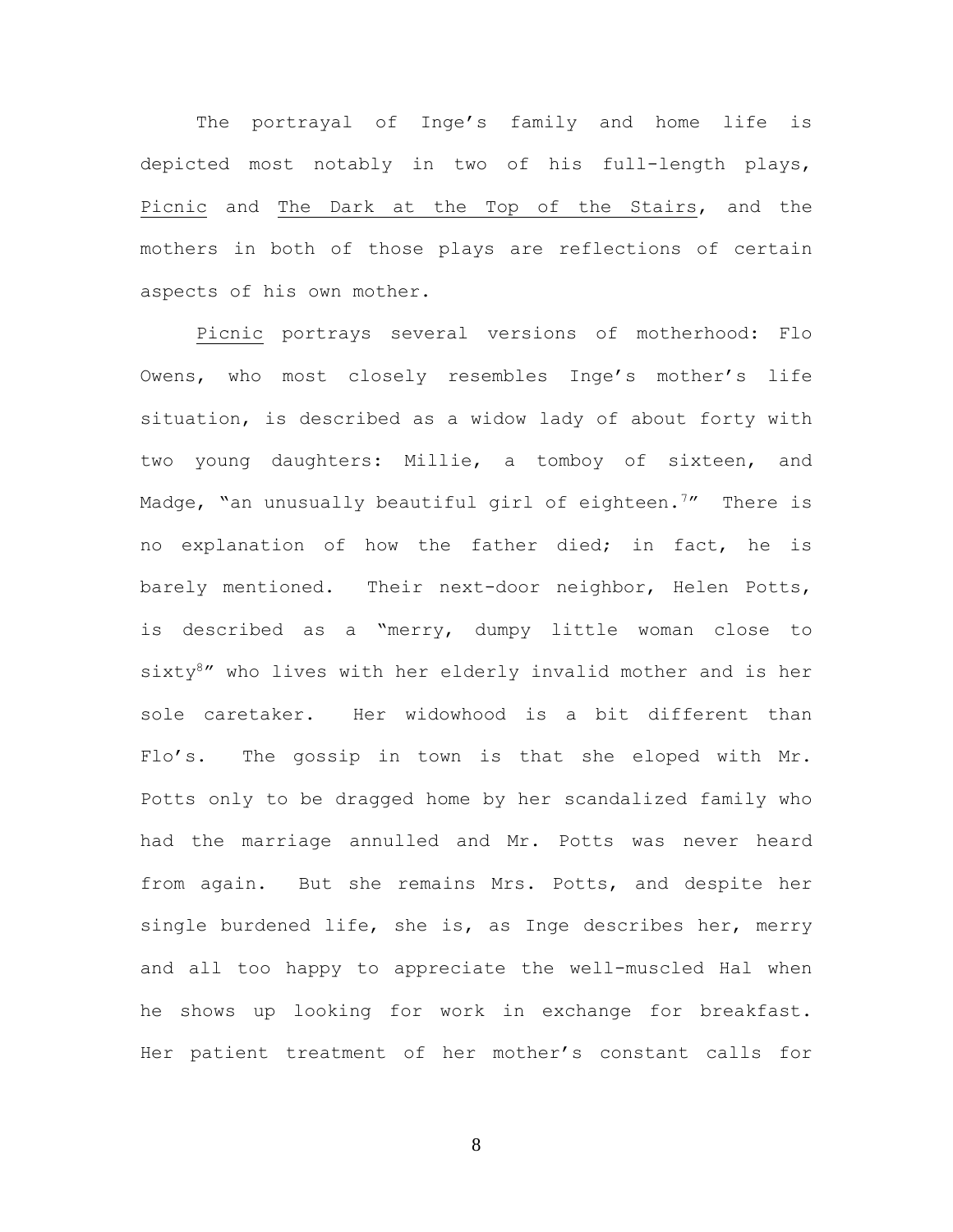The portrayal of Inge's family and home life is depicted most notably in two of his full-length plays, Picnic and The Dark at the Top of the Stairs, and the mothers in both of those plays are reflections of certain aspects of his own mother.

Picnic portrays several versions of motherhood: Flo Owens, who most closely resembles Inge's mother's life situation, is described as a widow lady of about forty with two young daughters: Millie, a tomboy of sixteen, and Madge, "an unusually beautiful girl of eighteen.[7]" There is no explanation of how the father died; in fact, he is barely mentioned. Their next-door neighbor, Helen Potts, is described as a "merry, dumpy little woman close to sixty[8]" who lives with her elderly invalid mother and is her sole caretaker. Her widowhood is a bit different than Flo's. The gossip in town is that she eloped with Mr. Potts only to be dragged home by her scandalized family who had the marriage annulled and Mr. Potts was never heard from again. But she remains Mrs. Potts, and despite her single burdened life, she is, as Inge describes her, merry and all too happy to appreciate the well-muscled Hal when he shows up looking for work in exchange for breakfast. Her patient treatment of her mother's constant calls for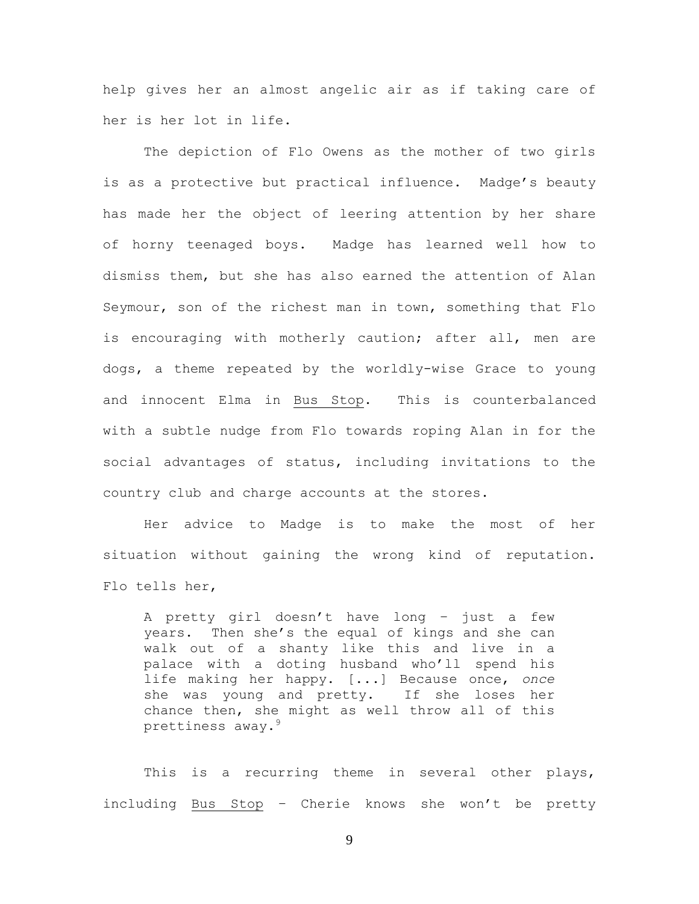help gives her an almost angelic air as if taking care of her is her lot in life.

The depiction of Flo Owens as the mother of two girls is as a protective but practical influence. Madge's beauty has made her the object of leering attention by her share of horny teenaged boys. Madge has learned well how to dismiss them, but she has also earned the attention of Alan Seymour, son of the richest man in town, something that Flo is encouraging with motherly caution; after all, men are dogs, a theme repeated by the worldly-wise Grace to young and innocent Elma in Bus Stop. This is counterbalanced with a subtle nudge from Flo towards roping Alan in for the social advantages of status, including invitations to the country club and charge accounts at the stores.

Her advice to Madge is to make the most of her situation without gaining the wrong kind of reputation. Flo tells her,

> A pretty girl doesn't have long – just a few years. Then she's the equal of kings and she can walk out of a shanty like this and live in a palace with a doting husband who'll spend his life making her happy. [...] Because once, *once* she was young and pretty. If she loses her chance then, she might as well throw all of this prettiness away.[9]

This is a recurring theme in several other plays, including Bus Stop – Cherie knows she won't be pretty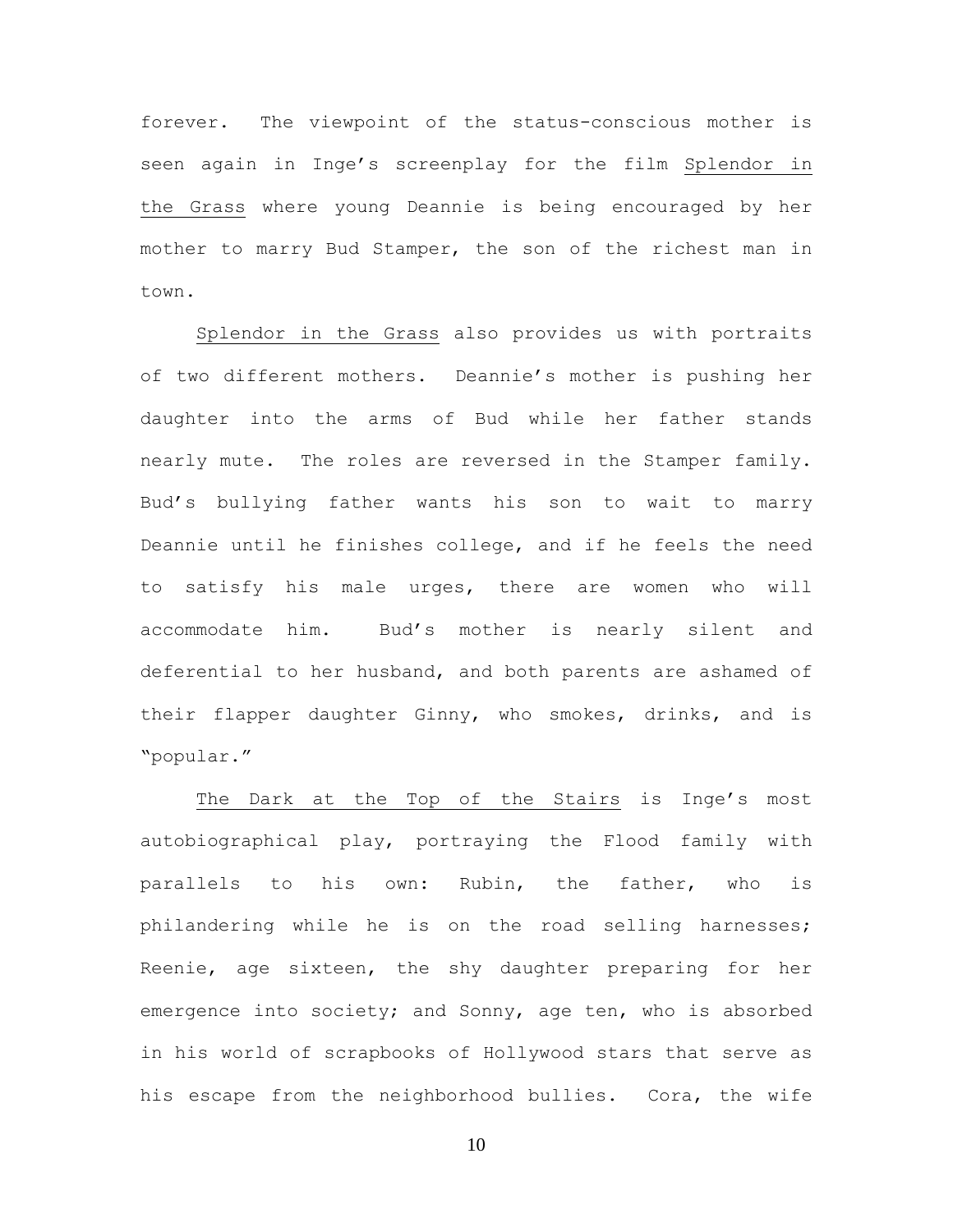forever. The viewpoint of the status-conscious mother is seen again in Inge's screenplay for the film Splendor in the Grass where young Deannie is being encouraged by her mother to marry Bud Stamper, the son of the richest man in town.

Splendor in the Grass also provides us with portraits of two different mothers. Deannie's mother is pushing her daughter into the arms of Bud while her father stands nearly mute. The roles are reversed in the Stamper family. Bud's bullying father wants his son to wait to marry Deannie until he finishes college, and if he feels the need to satisfy his male urges, there are women who will accommodate him. Bud's mother is nearly silent and deferential to her husband, and both parents are ashamed of their flapper daughter Ginny, who smokes, drinks, and is "popular."

The Dark at the Top of the Stairs is Inge's most autobiographical play, portraying the Flood family with parallels to his own: Rubin, the father, who is philandering while he is on the road selling harnesses; Reenie, age sixteen, the shy daughter preparing for her emergence into society; and Sonny, age ten, who is absorbed in his world of scrapbooks of Hollywood stars that serve as his escape from the neighborhood bullies. Cora, the wife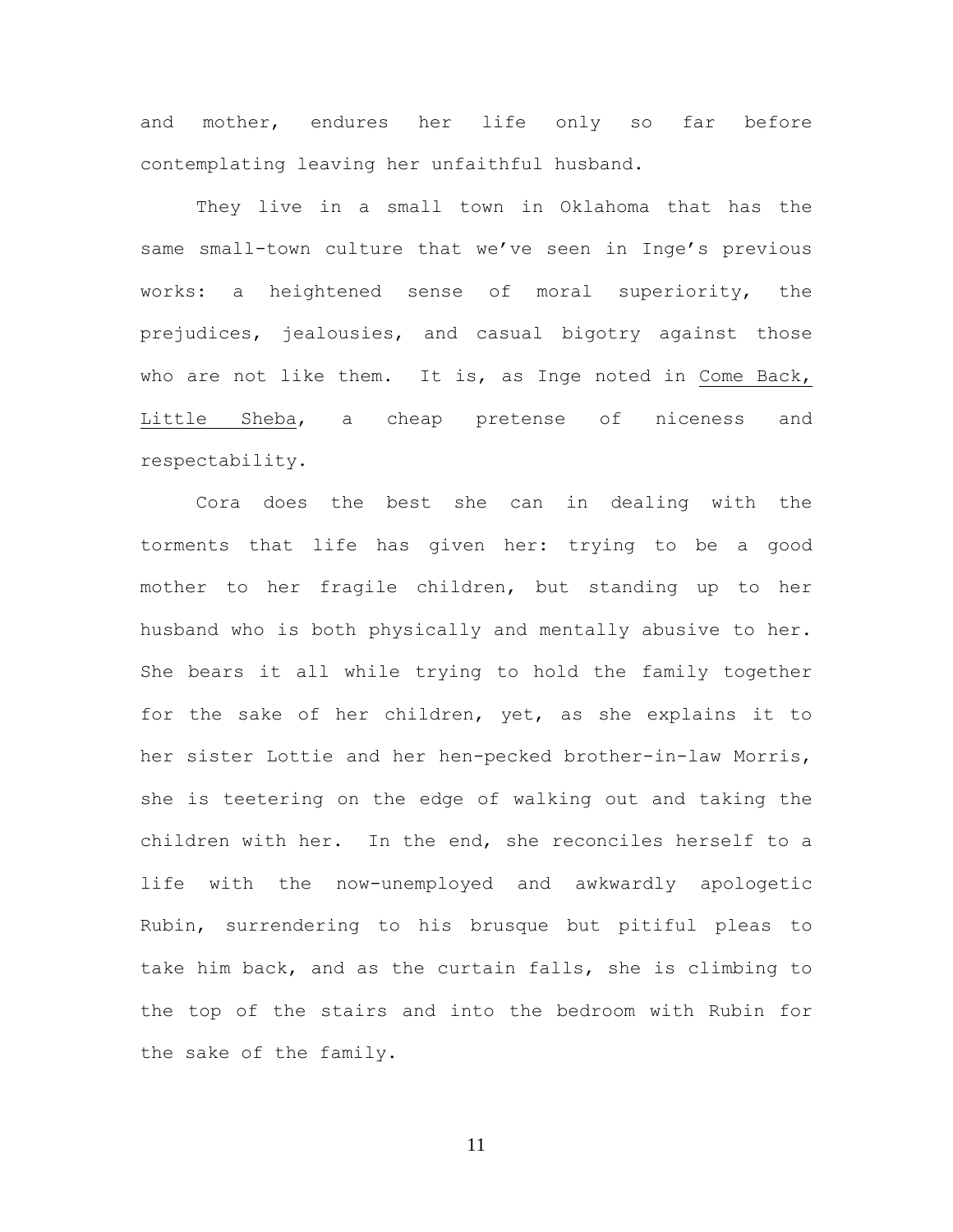and mother, endures her life only so far before contemplating leaving her unfaithful husband.

They live in a small town in Oklahoma that has the same small-town culture that we've seen in Inge's previous works: a heightened sense of moral superiority, the prejudices, jealousies, and casual bigotry against those who are not like them. It is, as Inge noted in Come Back, Little Sheba, a cheap pretense of niceness and respectability.

Cora does the best she can in dealing with the torments that life has given her: trying to be a good mother to her fragile children, but standing up to her husband who is both physically and mentally abusive to her. She bears it all while trying to hold the family together for the sake of her children, yet, as she explains it to her sister Lottie and her hen-pecked brother-in-law Morris, she is teetering on the edge of walking out and taking the children with her. In the end, she reconciles herself to a life with the now-unemployed and awkwardly apologetic Rubin, surrendering to his brusque but pitiful pleas to take him back, and as the curtain falls, she is climbing to the top of the stairs and into the bedroom with Rubin for the sake of the family.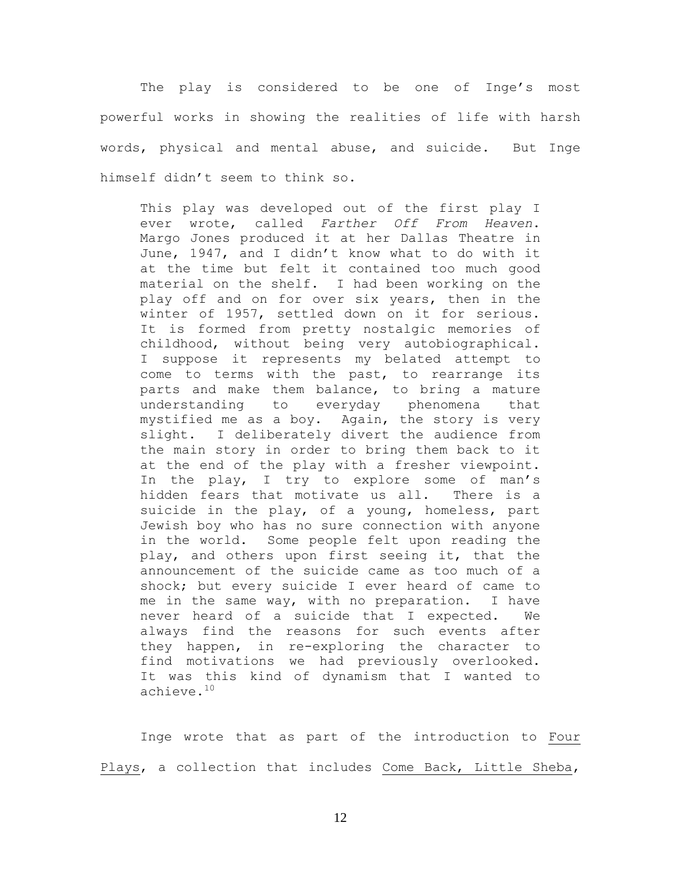The play is considered to be one of Inge's most powerful works in showing the realities of life with harsh words, physical and mental abuse, and suicide. But Inge himself didn't seem to think so.

> This play was developed out of the first play I ever wrote, called *Farther Off From Heaven*. Margo Jones produced it at her Dallas Theatre in June, 1947, and I didn't know what to do with it at the time but felt it contained too much good material on the shelf. I had been working on the play off and on for over six years, then in the winter of 1957, settled down on it for serious. It is formed from pretty nostalgic memories of childhood, without being very autobiographical. I suppose it represents my belated attempt to come to terms with the past, to rearrange its parts and make them balance, to bring a mature understanding to everyday phenomena that mystified me as a boy. Again, the story is very slight. I deliberately divert the audience from the main story in order to bring them back to it at the end of the play with a fresher viewpoint. In the play, I try to explore some of man's hidden fears that motivate us all. There is a suicide in the play, of a young, homeless, part Jewish boy who has no sure connection with anyone in the world. Some people felt upon reading the play, and others upon first seeing it, that the announcement of the suicide came as too much of a shock; but every suicide I ever heard of came to me in the same way, with no preparation. I have never heard of a suicide that I expected. We always find the reasons for such events after they happen, in re-exploring the character to find motivations we had previously overlooked. It was this kind of dynamism that I wanted to achieve.[10]

Inge wrote that as part of the introduction to Four Plays, a collection that includes Come Back, Little Sheba,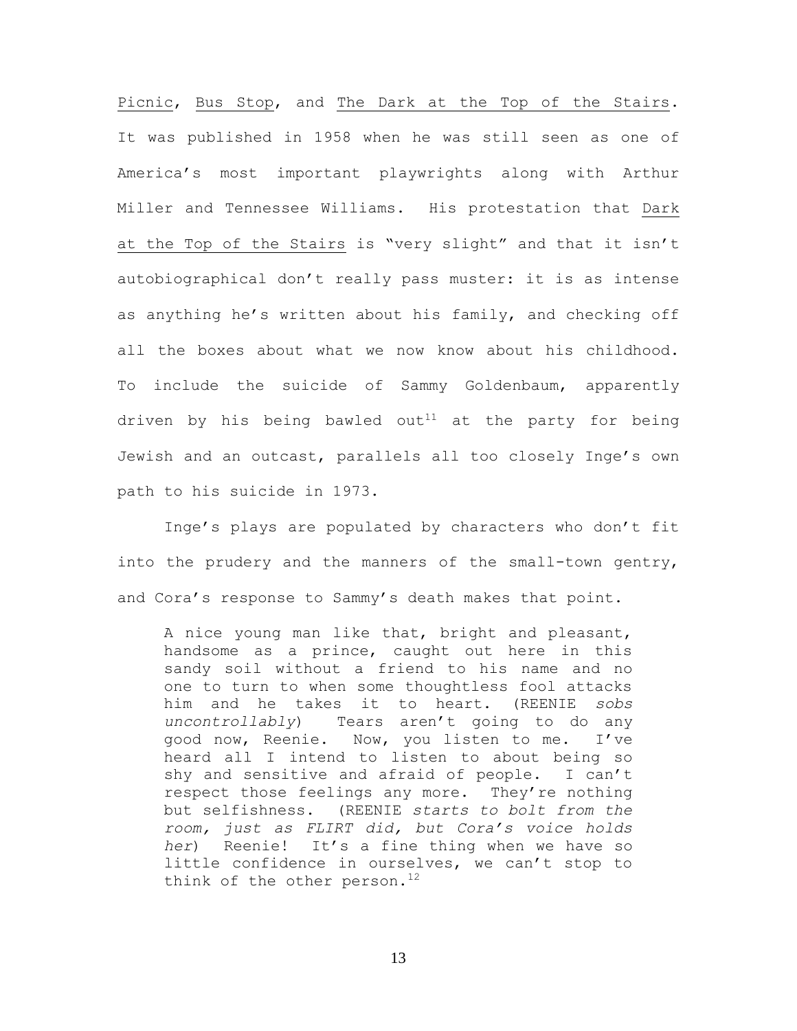Picnic, Bus Stop, and The Dark at the Top of the Stairs. It was published in 1958 when he was still seen as one of America's most important playwrights along with Arthur Miller and Tennessee Williams. His protestation that Dark at the Top of the Stairs is "very slight" and that it isn't autobiographical don't really pass muster: it is as intense as anything he's written about his family, and checking off all the boxes about what we now know about his childhood. To include the suicide of Sammy Goldenbaum, apparently driven by his being bawled out[11] at the party for being Jewish and an outcast, parallels all too closely Inge's own path to his suicide in 1973.

Inge's plays are populated by characters who don't fit into the prudery and the manners of the small-town gentry, and Cora's response to Sammy's death makes that point.

> A nice young man like that, bright and pleasant, handsome as a prince, caught out here in this sandy soil without a friend to his name and no one to turn to when some thoughtless fool attacks him and he takes it to heart. (REENIE *sobs uncontrollably*) Tears aren't going to do any good now, Reenie. Now, you listen to me. I've heard all I intend to listen to about being so shy and sensitive and afraid of people. I can't respect those feelings any more. They're nothing but selfishness. (REENIE *starts to bolt from the room, just as FLIRT did, but Cora's voice holds her*) Reenie! It's a fine thing when we have so little confidence in ourselves, we can't stop to think of the other person.[12]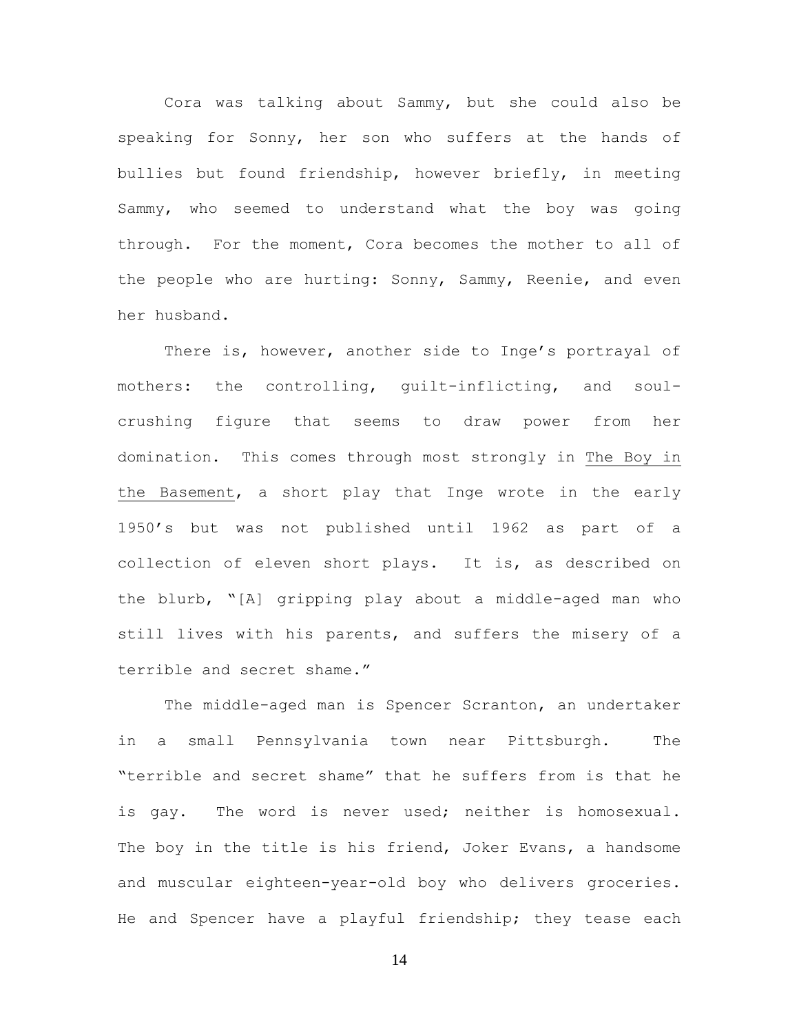Cora was talking about Sammy, but she could also be speaking for Sonny, her son who suffers at the hands of bullies but found friendship, however briefly, in meeting Sammy, who seemed to understand what the boy was going through. For the moment, Cora becomes the mother to all of the people who are hurting: Sonny, Sammy, Reenie, and even her husband.

There is, however, another side to Inge's portrayal of mothers: the controlling, guilt-inflicting, and soul-crushing figure that seems to draw power from her domination. This comes through most strongly in <u>The Boy in the Basement</u>, a short play that Inge wrote in the early 1950's but was not published until 1962 as part of a collection of eleven short plays. It is, as described on the blurb, "[A] gripping play about a middle-aged man who still lives with his parents, and suffers the misery of a terrible and secret shame."

The middle-aged man is Spencer Scranton, an undertaker in a small Pennsylvania town near Pittsburgh. The "terrible and secret shame" that he suffers from is that he is gay. The word is never used; neither is homosexual. The boy in the title is his friend, Joker Evans, a handsome and muscular eighteen-year-old boy who delivers groceries. He and Spencer have a playful friendship; they tease each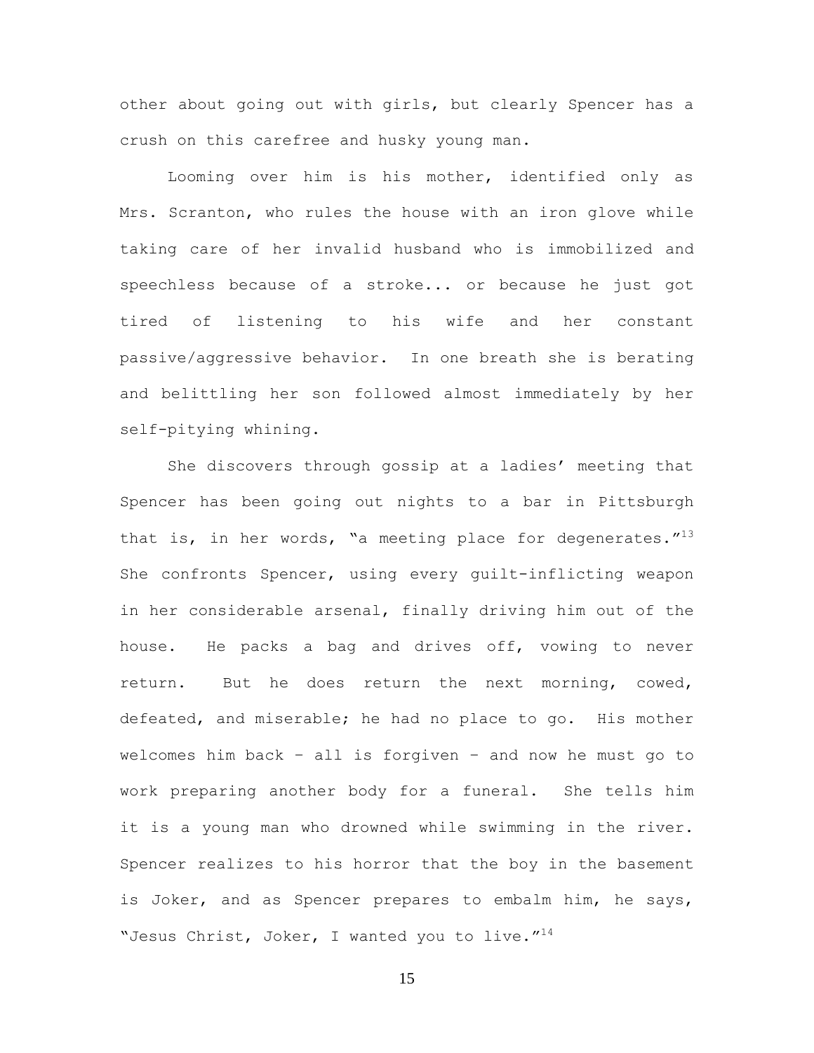other about going out with girls, but clearly Spencer has a crush on this carefree and husky young man.

Looming over him is his mother, identified only as Mrs. Scranton, who rules the house with an iron glove while taking care of her invalid husband who is immobilized and speechless because of a stroke... or because he just got tired of listening to his wife and her constant passive/aggressive behavior. In one breath she is berating and belittling her son followed almost immediately by her self-pitying whining.

She discovers through gossip at a ladies' meeting that Spencer has been going out nights to a bar in Pittsburgh that is, in her words, "a meeting place for degenerates."[13] She confronts Spencer, using every guilt-inflicting weapon in her considerable arsenal, finally driving him out of the house. He packs a bag and drives off, vowing to never return. But he does return the next morning, cowed, defeated, and miserable; he had no place to go. His mother welcomes him back – all is forgiven – and now he must go to work preparing another body for a funeral. She tells him it is a young man who drowned while swimming in the river. Spencer realizes to his horror that the boy in the basement is Joker, and as Spencer prepares to embalm him, he says, "Jesus Christ, Joker, I wanted you to live."[14]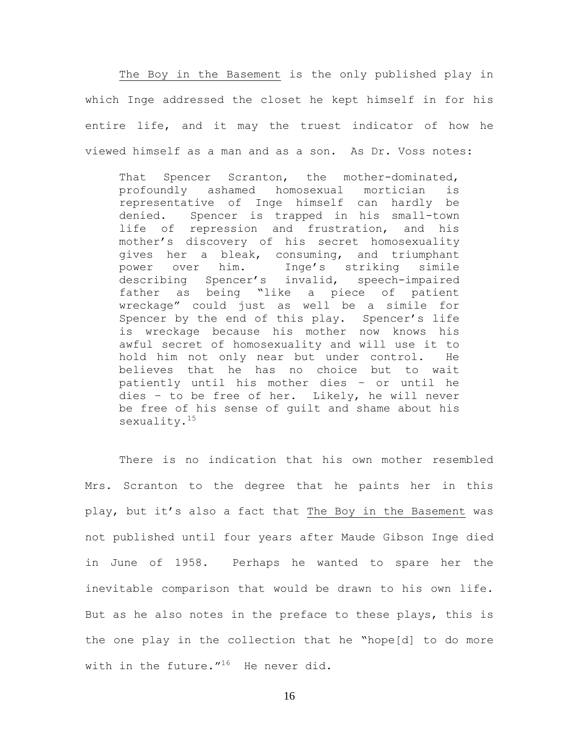The Boy in the Basement is the only published play in which Inge addressed the closet he kept himself in for his entire life, and it may the truest indicator of how he viewed himself as a man and as a son. As Dr. Voss notes:

> That Spencer Scranton, the mother-dominated, profoundly ashamed homosexual mortician is representative of Inge himself can hardly be denied. Spencer is trapped in his small-town life of repression and frustration, and his mother's discovery of his secret homosexuality gives her a bleak, consuming, and triumphant power over him. Inge's striking simile describing Spencer's invalid, speech-impaired father as being "like a piece of patient wreckage" could just as well be a simile for Spencer by the end of this play. Spencer's life is wreckage because his mother now knows his awful secret of homosexuality and will use it to hold him not only near but under control. He believes that he has no choice but to wait patiently until his mother dies – or until he dies – to be free of her. Likely, he will never be free of his sense of guilt and shame about his sexuality.[15]

There is no indication that his own mother resembled Mrs. Scranton to the degree that he paints her in this play, but it's also a fact that The Boy in the Basement was not published until four years after Maude Gibson Inge died in June of 1958. Perhaps he wanted to spare her the inevitable comparison that would be drawn to his own life. But as he also notes in the preface to these plays, this is the one play in the collection that he "hope[d] to do more with in the future."[16] He never did.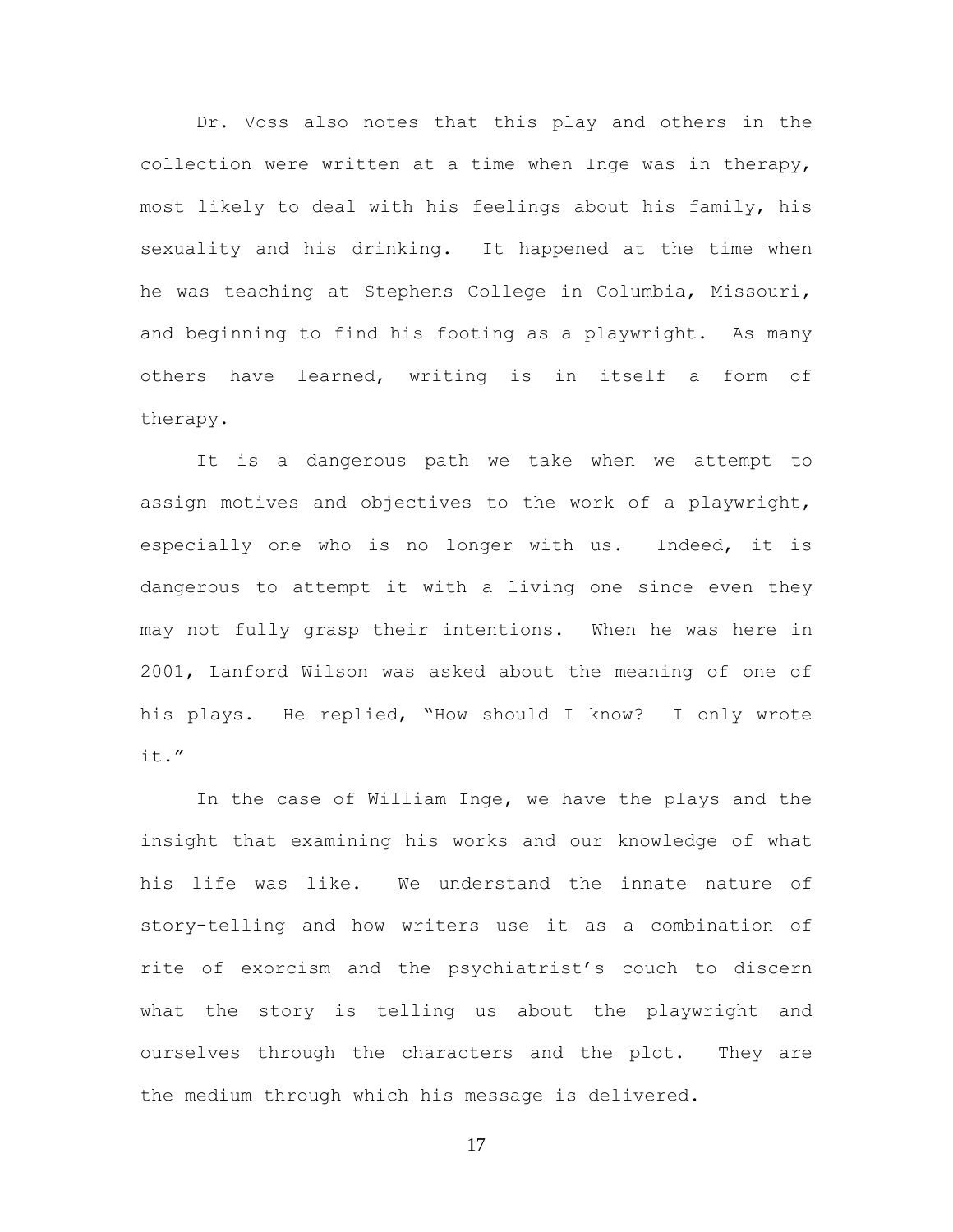Dr. Voss also notes that this play and others in the collection were written at a time when Inge was in therapy, most likely to deal with his feelings about his family, his sexuality and his drinking. It happened at the time when he was teaching at Stephens College in Columbia, Missouri, and beginning to find his footing as a playwright. As many others have learned, writing is in itself a form of therapy.

It is a dangerous path we take when we attempt to assign motives and objectives to the work of a playwright, especially one who is no longer with us. Indeed, it is dangerous to attempt it with a living one since even they may not fully grasp their intentions. When he was here in 2001, Lanford Wilson was asked about the meaning of one of his plays. He replied, "How should I know? I only wrote it."

In the case of William Inge, we have the plays and the insight that examining his works and our knowledge of what his life was like. We understand the innate nature of story-telling and how writers use it as a combination of rite of exorcism and the psychiatrist's couch to discern what the story is telling us about the playwright and ourselves through the characters and the plot. They are the medium through which his message is delivered.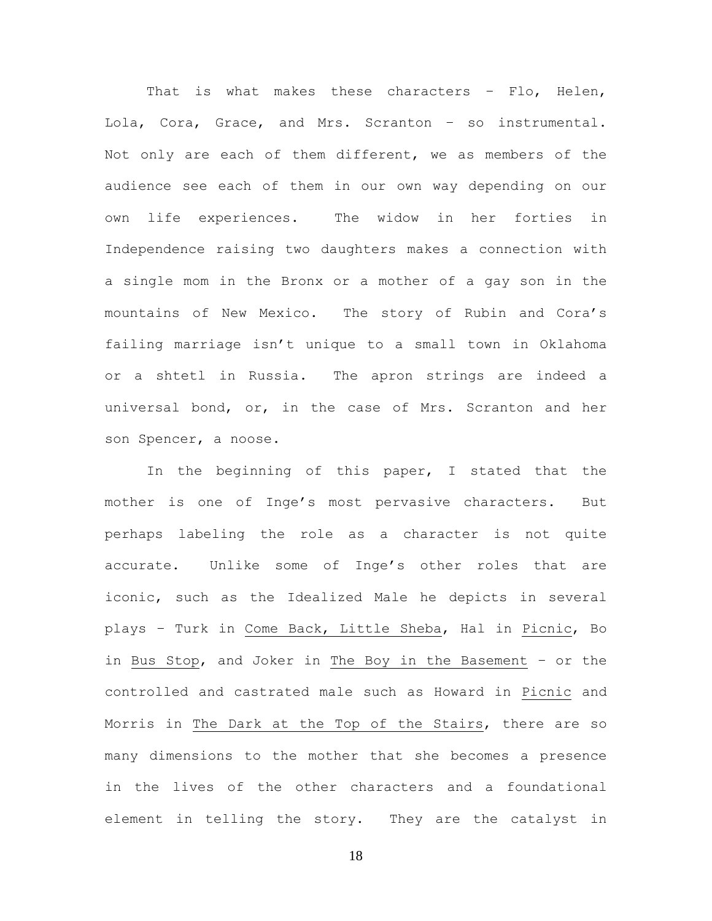That is what makes these characters – Flo, Helen, Lola, Cora, Grace, and Mrs. Scranton – so instrumental. Not only are each of them different, we as members of the audience see each of them in our own way depending on our own life experiences. The widow in her forties in Independence raising two daughters makes a connection with a single mom in the Bronx or a mother of a gay son in the mountains of New Mexico. The story of Rubin and Cora's failing marriage isn't unique to a small town in Oklahoma or a shtetl in Russia. The apron strings are indeed a universal bond, or, in the case of Mrs. Scranton and her son Spencer, a noose.

In the beginning of this paper, I stated that the mother is one of Inge's most pervasive characters. But perhaps labeling the role as a character is not quite accurate. Unlike some of Inge's other roles that are iconic, such as the Idealized Male he depicts in several plays – Turk in Come Back, Little Sheba, Hal in Picnic, Bo in Bus Stop, and Joker in The Boy in the Basement – or the controlled and castrated male such as Howard in Picnic and Morris in The Dark at the Top of the Stairs, there are so many dimensions to the mother that she becomes a presence in the lives of the other characters and a foundational element in telling the story. They are the catalyst in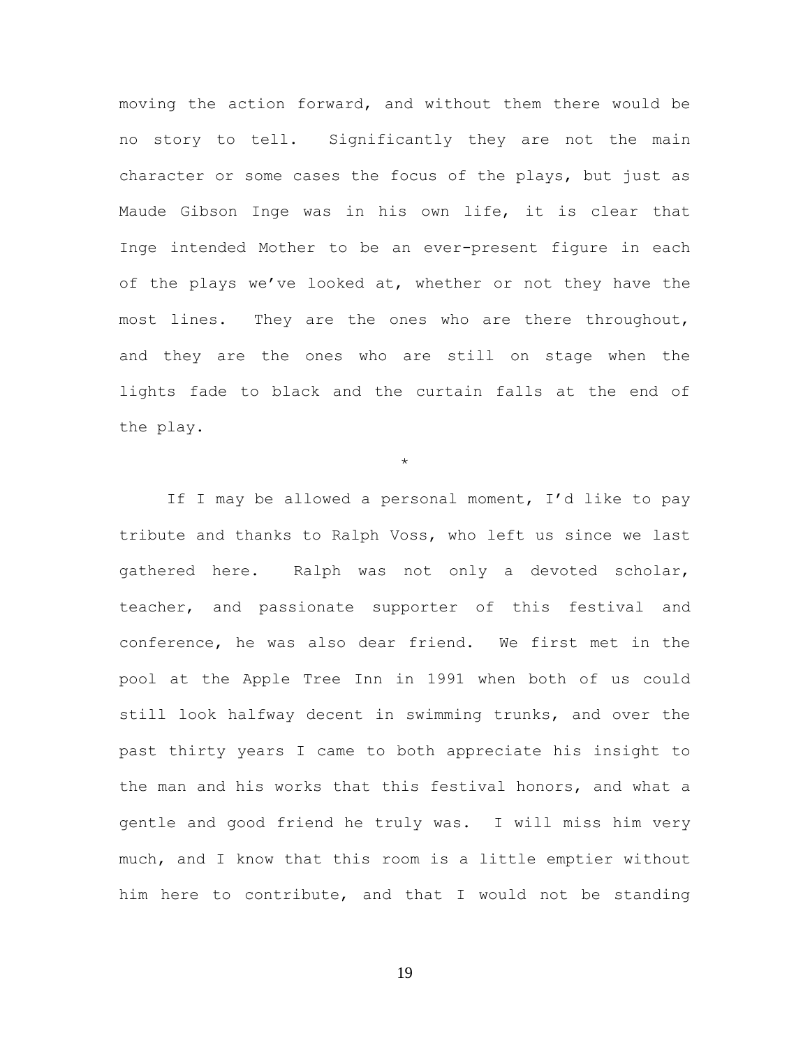moving the action forward, and without them there would be no story to tell. Significantly they are not the main character or some cases the focus of the plays, but just as Maude Gibson Inge was in his own life, it is clear that Inge intended Mother to be an ever-present figure in each of the plays we've looked at, whether or not they have the most lines. They are the ones who are there throughout, and they are the ones who are still on stage when the lights fade to black and the curtain falls at the end of the play.

*

If I may be allowed a personal moment, I'd like to pay tribute and thanks to Ralph Voss, who left us since we last gathered here. Ralph was not only a devoted scholar, teacher, and passionate supporter of this festival and conference, he was also dear friend. We first met in the pool at the Apple Tree Inn in 1991 when both of us could still look halfway decent in swimming trunks, and over the past thirty years I came to both appreciate his insight to the man and his works that this festival honors, and what a gentle and good friend he truly was. I will miss him very much, and I know that this room is a little emptier without him here to contribute, and that I would not be standing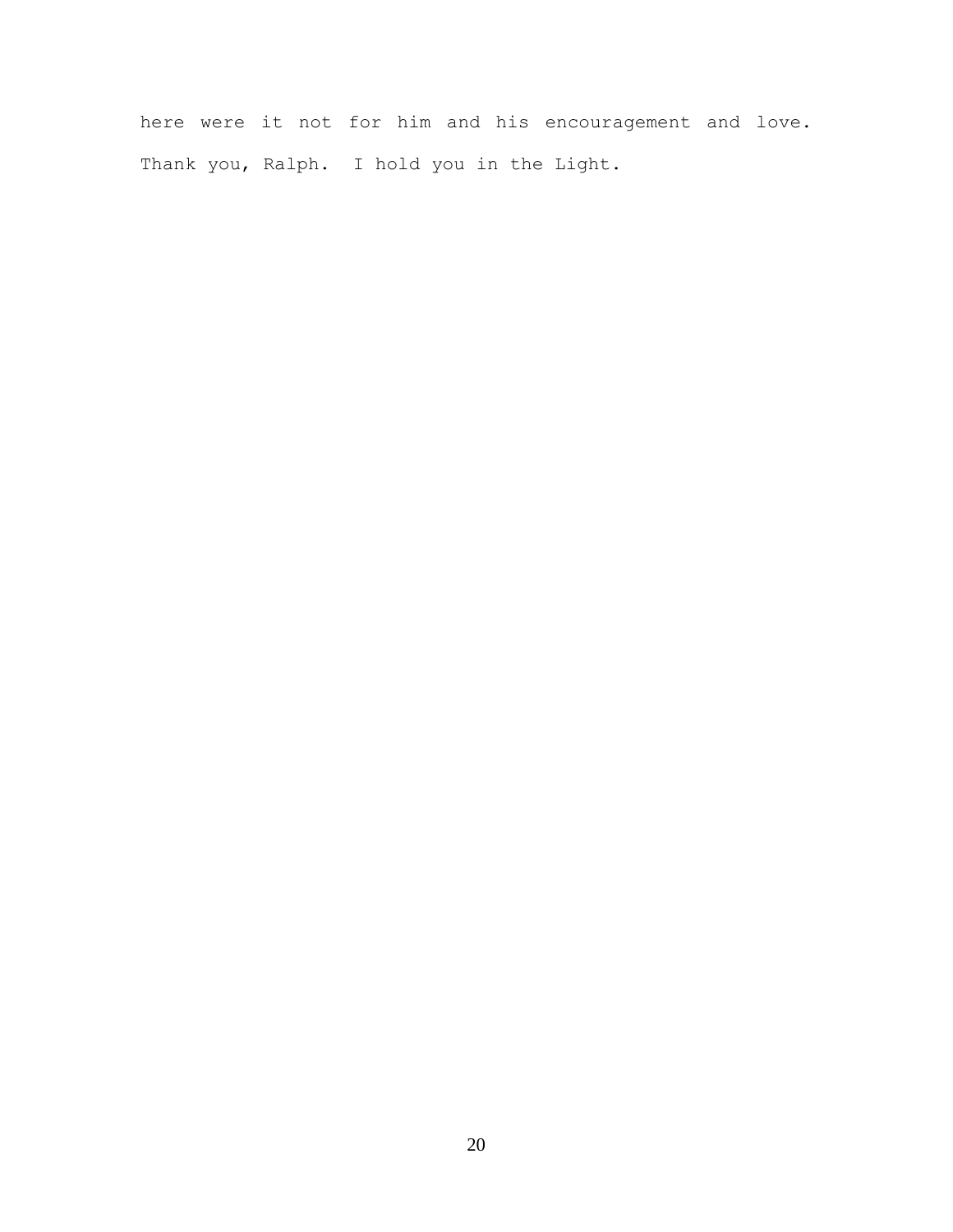here were it not for him and his encouragement and love. Thank you, Ralph. I hold you in the Light.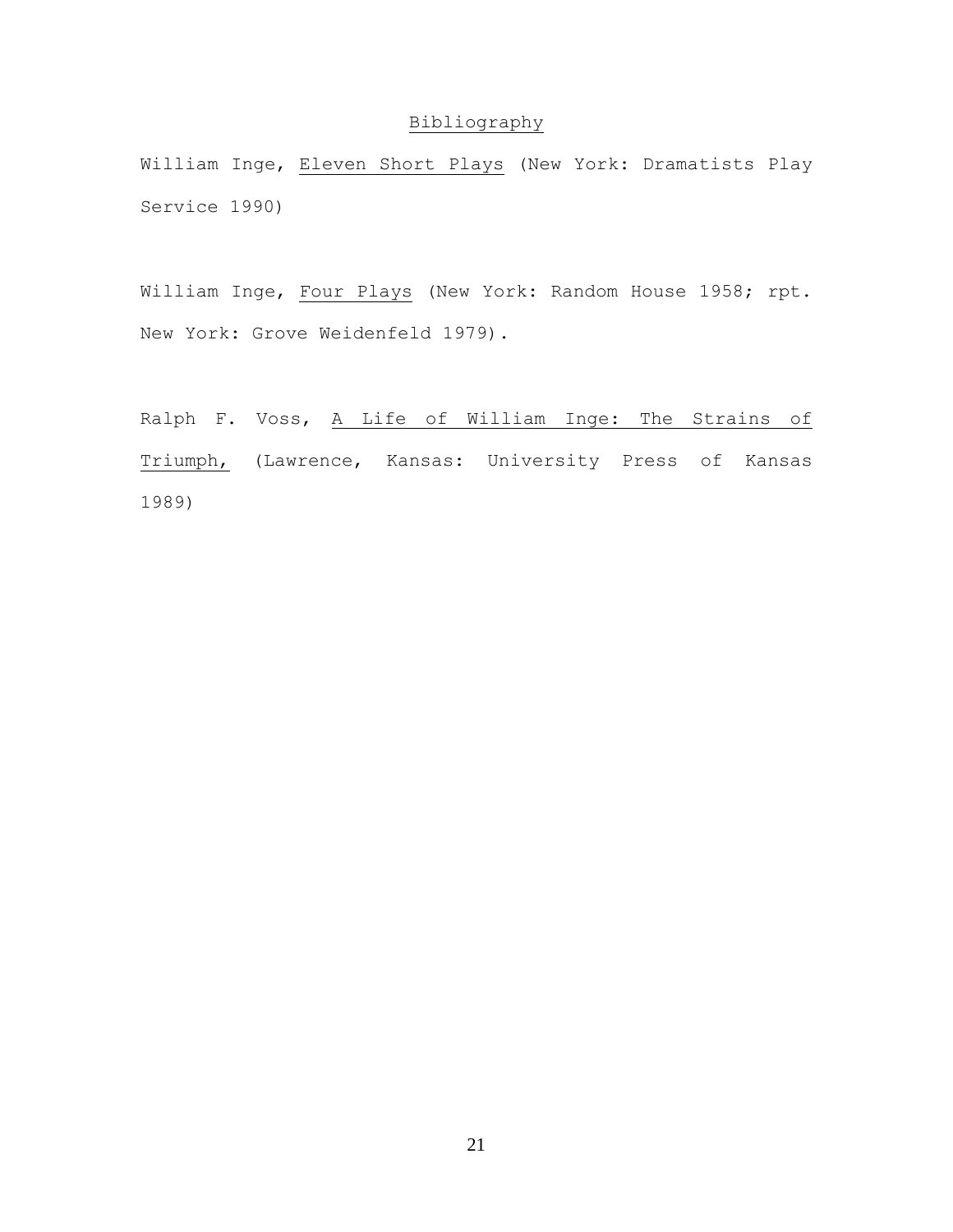## Bibliography

William Inge, _Eleven Short Plays_ (New York: Dramatists Play Service 1990)

William Inge, _Four Plays_ (New York: Random House 1958; rpt. New York: Grove Weidenfeld 1979).

Ralph F. Voss, _A Life of William Inge: The Strains of Triumph,_ (Lawrence, Kansas: University Press of Kansas 1989)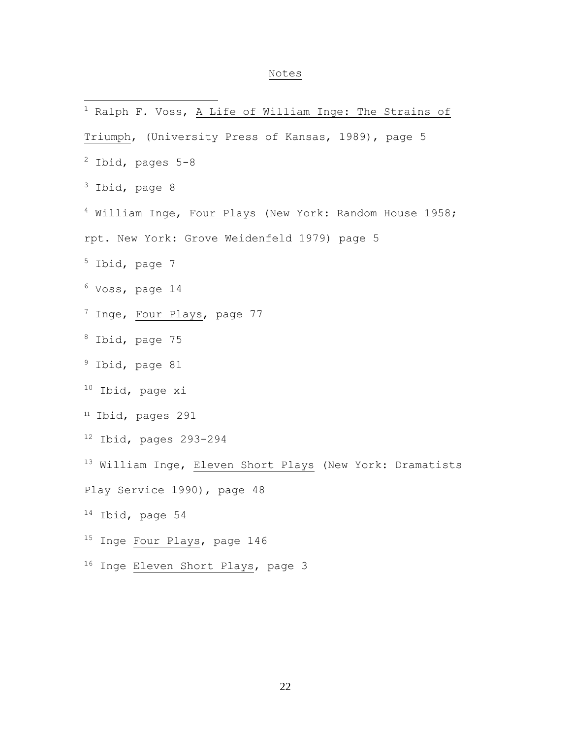# Notes

[1] Ralph F. Voss, A Life of William Inge: The Strains of Triumph, (University Press of Kansas, 1989), page 5

[2] Ibid, pages 5-8

[3] Ibid, page 8

[4] William Inge, Four Plays (New York: Random House 1958; rpt. New York: Grove Weidenfeld 1979) page 5

[5] Ibid, page 7

[6] Voss, page 14

[7] Inge, Four Plays, page 77

[8] Ibid, page 75

[9] Ibid, page 81

[10] Ibid, page xi

[11] Ibid, pages 291

[12] Ibid, pages 293-294

[13] William Inge, Eleven Short Plays (New York: Dramatists Play Service 1990), page 48

[14] Ibid, page 54

[15] Inge Four Plays, page 146

[16] Inge Eleven Short Plays, page 3